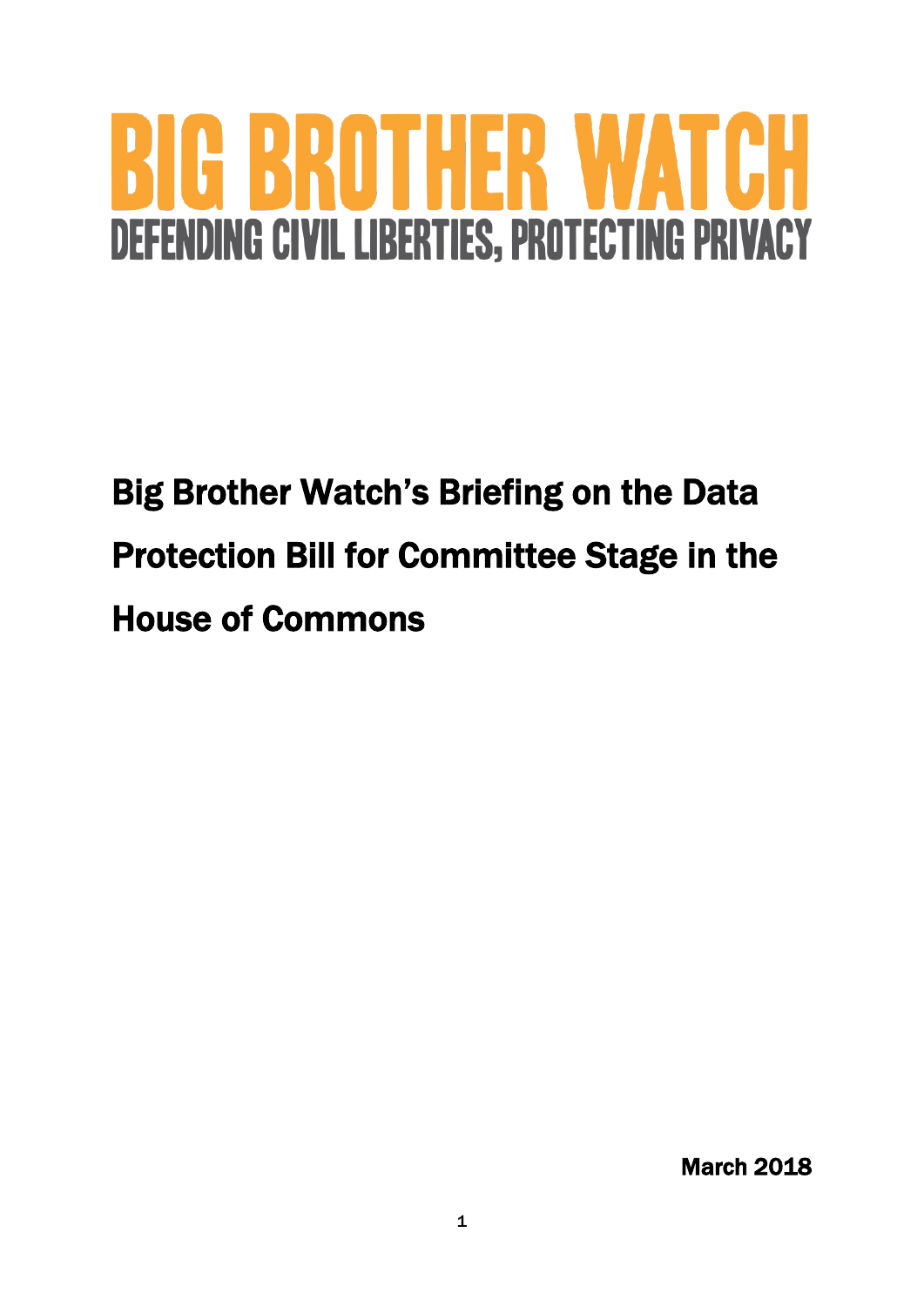# BIG BROTHER WATCH

DEFENDING CIVIL LIBERTIES, PROTECTING PRIVACY

## Big Brother Watch's Briefing on the Data Protection Bill for Committee Stage in the House of Commons

March 2018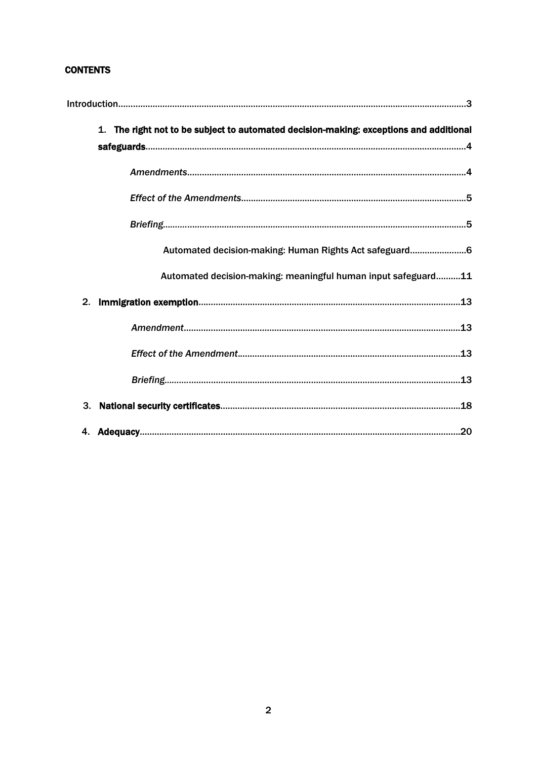**CONTENTS**

Introduction........................................................................................................................................3

1. **The right not to be subject to automated decision-making: exceptions and additional safeguards**.................................................................................................................................4

    *Amendments*..................................................................................................................4

    *Effect of the Amendments*..............................................................................................5

    *Briefing*..........................................................................................................................5

        Automated decision-making: Human Rights Act safeguard.......................6

        Automated decision-making: meaningful human input safeguard..........11

2. **Immigration exemption**..........................................................................................................13

    *Amendment*..................................................................................................................13

    *Effect of the Amendment*..............................................................................................13

    *Briefing*..........................................................................................................................13

3. **National security certificates**.................................................................................................18

4. **Adequacy**.................................................................................................................................20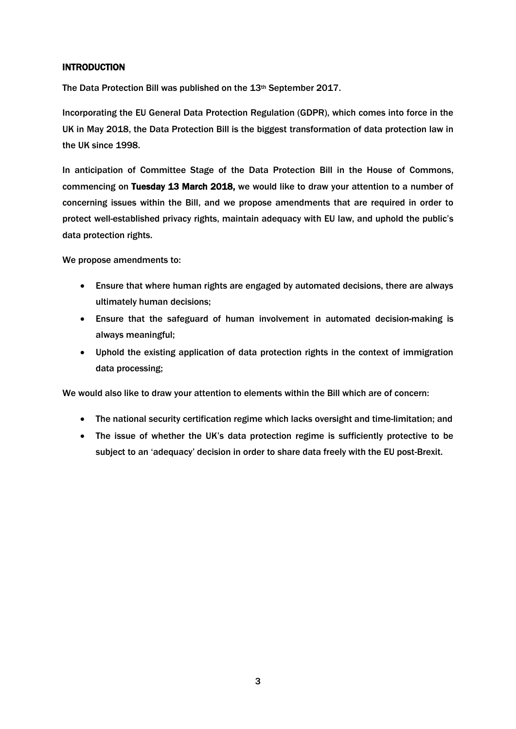## INTRODUCTION

The Data Protection Bill was published on the 13th September 2017.

Incorporating the EU General Data Protection Regulation (GDPR), which comes into force in the UK in May 2018, the Data Protection Bill is the biggest transformation of data protection law in the UK since 1998.

In anticipation of Committee Stage of the Data Protection Bill in the House of Commons, commencing on **Tuesday 13 March 2018,** we would like to draw your attention to a number of concerning issues within the Bill, and we propose amendments that are required in order to protect well-established privacy rights, maintain adequacy with EU law, and uphold the public's data protection rights.

We propose amendments to:

- Ensure that where human rights are engaged by automated decisions, there are always ultimately human decisions;
- Ensure that the safeguard of human involvement in automated decision-making is always meaningful;
- Uphold the existing application of data protection rights in the context of immigration data processing;

We would also like to draw your attention to elements within the Bill which are of concern:

- The national security certification regime which lacks oversight and time-limitation; and
- The issue of whether the UK's data protection regime is sufficiently protective to be subject to an 'adequacy' decision in order to share data freely with the EU post-Brexit.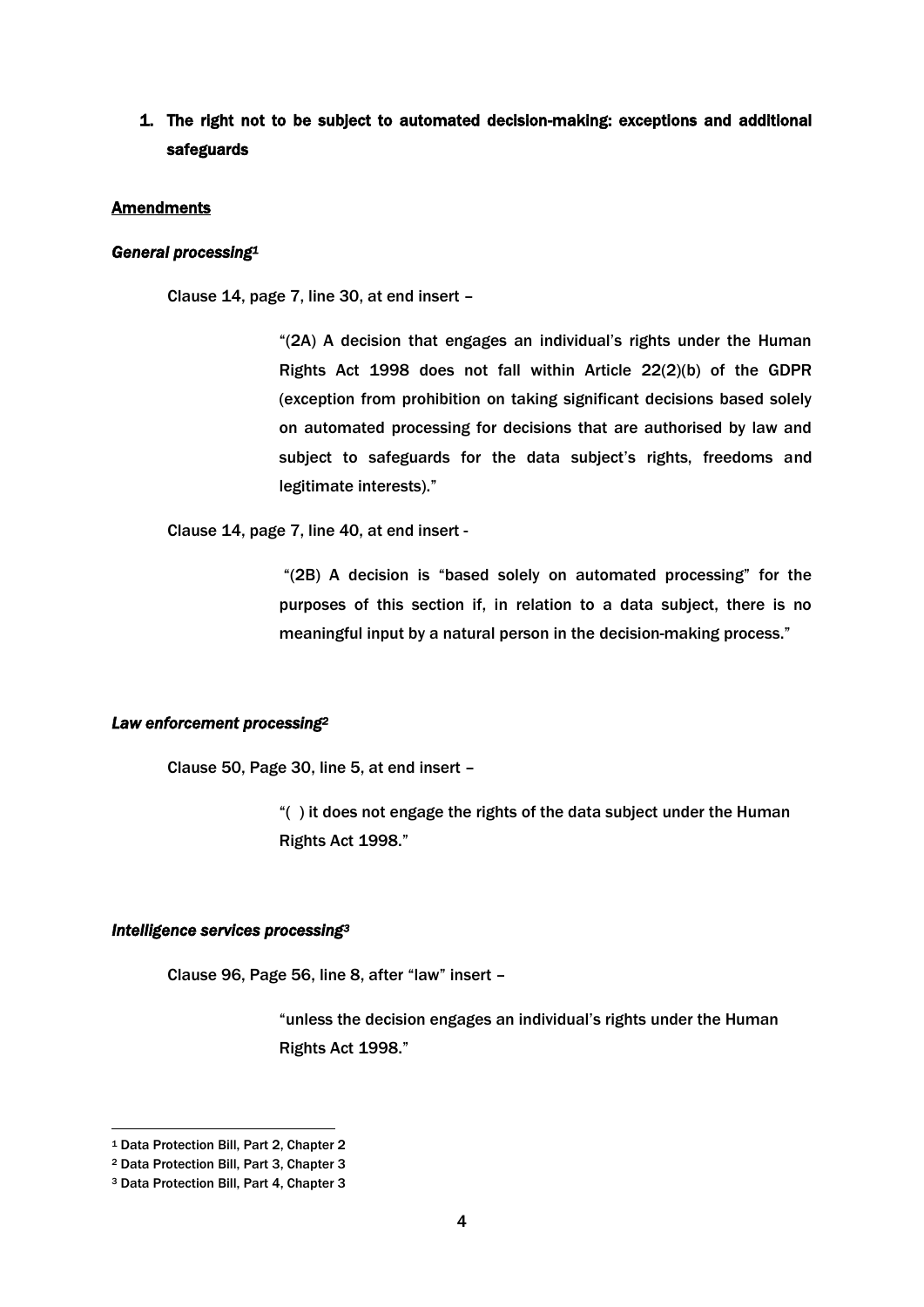## 1. The right not to be subject to automated decision-making: exceptions and additional safeguards

**Amendments**

***General processing***[1]

Clause 14, page 7, line 30, at end insert –

> "(2A) A decision that engages an individual's rights under the Human Rights Act 1998 does not fall within Article 22(2)(b) of the GDPR (exception from prohibition on taking significant decisions based solely on automated processing for decisions that are authorised by law and subject to safeguards for the data subject's rights, freedoms and legitimate interests)."

Clause 14, page 7, line 40, at end insert -

> "(2B) A decision is "based solely on automated processing" for the purposes of this section if, in relation to a data subject, there is no meaningful input by a natural person in the decision-making process."

***Law enforcement processing***[2]

Clause 50, Page 30, line 5, at end insert –

> "( ) it does not engage the rights of the data subject under the Human Rights Act 1998."

***Intelligence services processing***[3]

Clause 96, Page 56, line 8, after "law" insert –

> "unless the decision engages an individual's rights under the Human Rights Act 1998."

---

[1] Data Protection Bill, Part 2, Chapter 2

[2] Data Protection Bill, Part 3, Chapter 3

[3] Data Protection Bill, Part 4, Chapter 3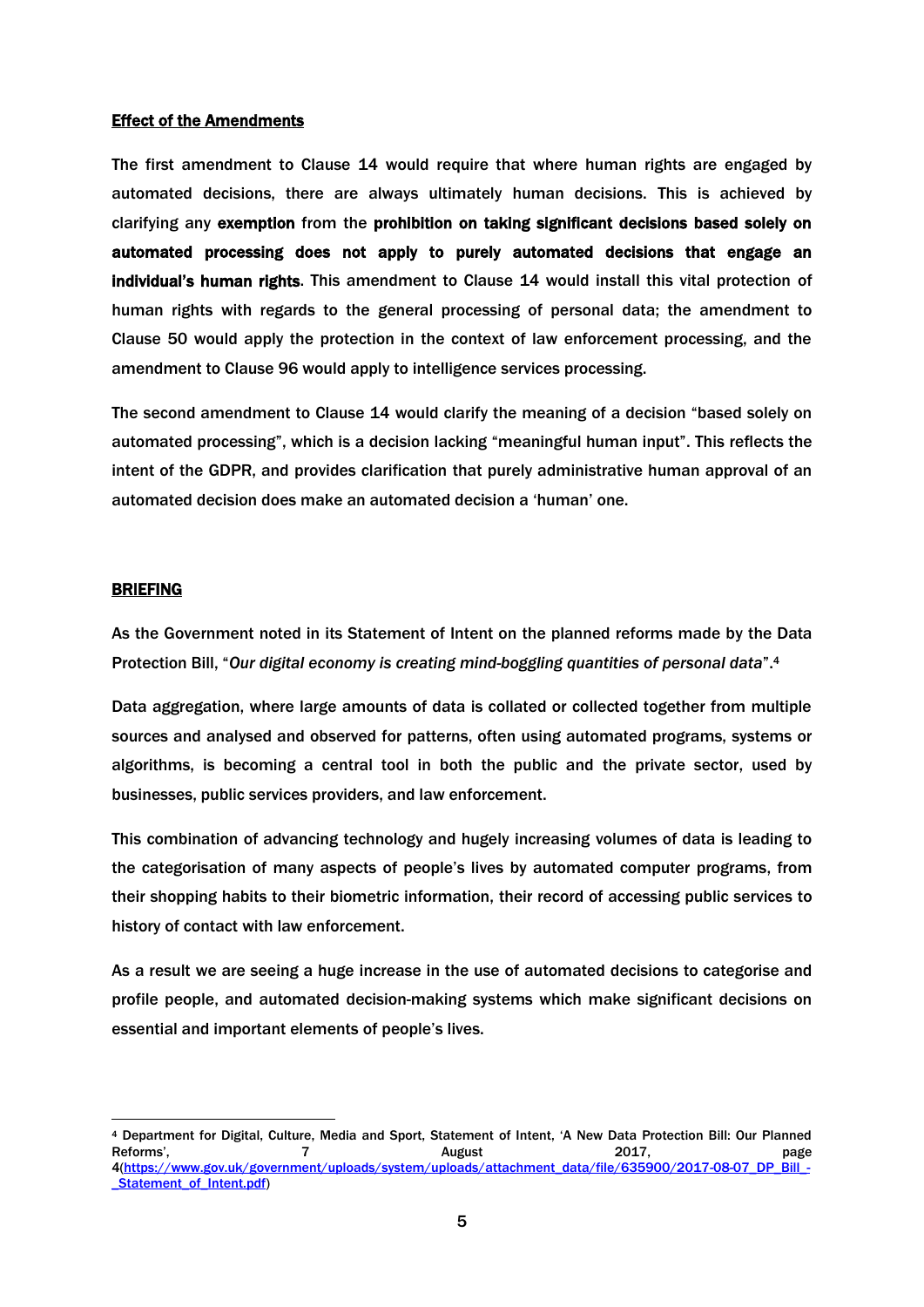**Effect of the Amendments**

The first amendment to Clause 14 would require that where human rights are engaged by automated decisions, there are always ultimately human decisions. This is achieved by clarifying any **exemption** from the **prohibition on taking significant decisions based solely on automated processing does not apply to purely automated decisions that engage an individual's human rights**. This amendment to Clause 14 would install this vital protection of human rights with regards to the general processing of personal data; the amendment to Clause 50 would apply the protection in the context of law enforcement processing, and the amendment to Clause 96 would apply to intelligence services processing.

The second amendment to Clause 14 would clarify the meaning of a decision "based solely on automated processing", which is a decision lacking "meaningful human input". This reflects the intent of the GDPR, and provides clarification that purely administrative human approval of an automated decision does make an automated decision a 'human' one.

**BRIEFING**

As the Government noted in its Statement of Intent on the planned reforms made by the Data Protection Bill, "*Our digital economy is creating mind-boggling quantities of personal data*".[4]

Data aggregation, where large amounts of data is collated or collected together from multiple sources and analysed and observed for patterns, often using automated programs, systems or algorithms, is becoming a central tool in both the public and the private sector, used by businesses, public services providers, and law enforcement.

This combination of advancing technology and hugely increasing volumes of data is leading to the categorisation of many aspects of people's lives by automated computer programs, from their shopping habits to their biometric information, their record of accessing public services to history of contact with law enforcement.

As a result we are seeing a huge increase in the use of automated decisions to categorise and profile people, and automated decision-making systems which make significant decisions on essential and important elements of people's lives.

---

[4] Department for Digital, Culture, Media and Sport, Statement of Intent, 'A New Data Protection Bill: Our Planned Reforms', 7 August 2017, page 4(https://www.gov.uk/government/uploads/system/uploads/attachment_data/file/635900/2017-08-07_DP_Bill_-_Statement_of_Intent.pdf)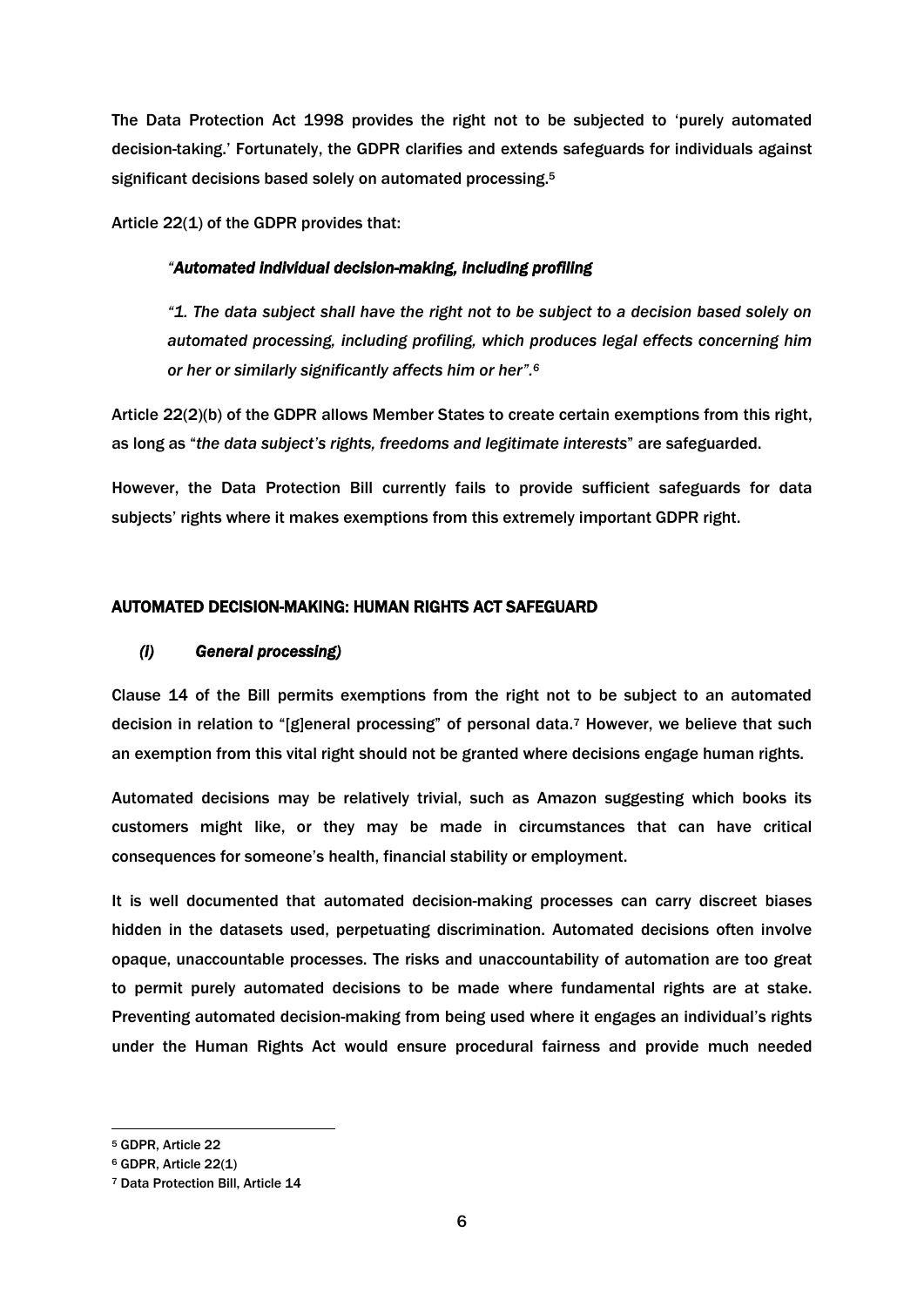The Data Protection Act 1998 provides the right not to be subjected to 'purely automated decision-taking.' Fortunately, the GDPR clarifies and extends safeguards for individuals against significant decisions based solely on automated processing.[5]

Article 22(1) of the GDPR provides that:

> *"**Automated individual decision-making, including profiling***
>
> *"1. The data subject shall have the right not to be subject to a decision based solely on automated processing, including profiling, which produces legal effects concerning him or her or similarly significantly affects him or her".*[6]

Article 22(2)(b) of the GDPR allows Member States to create certain exemptions from this right, as long as "*the data subject's rights, freedoms and legitimate interests*" are safeguarded.

However, the Data Protection Bill currently fails to provide sufficient safeguards for data subjects' rights where it makes exemptions from this extremely important GDPR right.

## AUTOMATED DECISION-MAKING: HUMAN RIGHTS ACT SAFEGUARD

### *(i) General processing)*

Clause 14 of the Bill permits exemptions from the right not to be subject to an automated decision in relation to "[g]eneral processing" of personal data.[7] However, we believe that such an exemption from this vital right should not be granted where decisions engage human rights.

Automated decisions may be relatively trivial, such as Amazon suggesting which books its customers might like, or they may be made in circumstances that can have critical consequences for someone's health, financial stability or employment.

It is well documented that automated decision-making processes can carry discreet biases hidden in the datasets used, perpetuating discrimination. Automated decisions often involve opaque, unaccountable processes. The risks and unaccountability of automation are too great to permit purely automated decisions to be made where fundamental rights are at stake. Preventing automated decision-making from being used where it engages an individual's rights under the Human Rights Act would ensure procedural fairness and provide much needed

---

[5] GDPR, Article 22

[6] GDPR, Article 22(1)

[7] Data Protection Bill, Article 14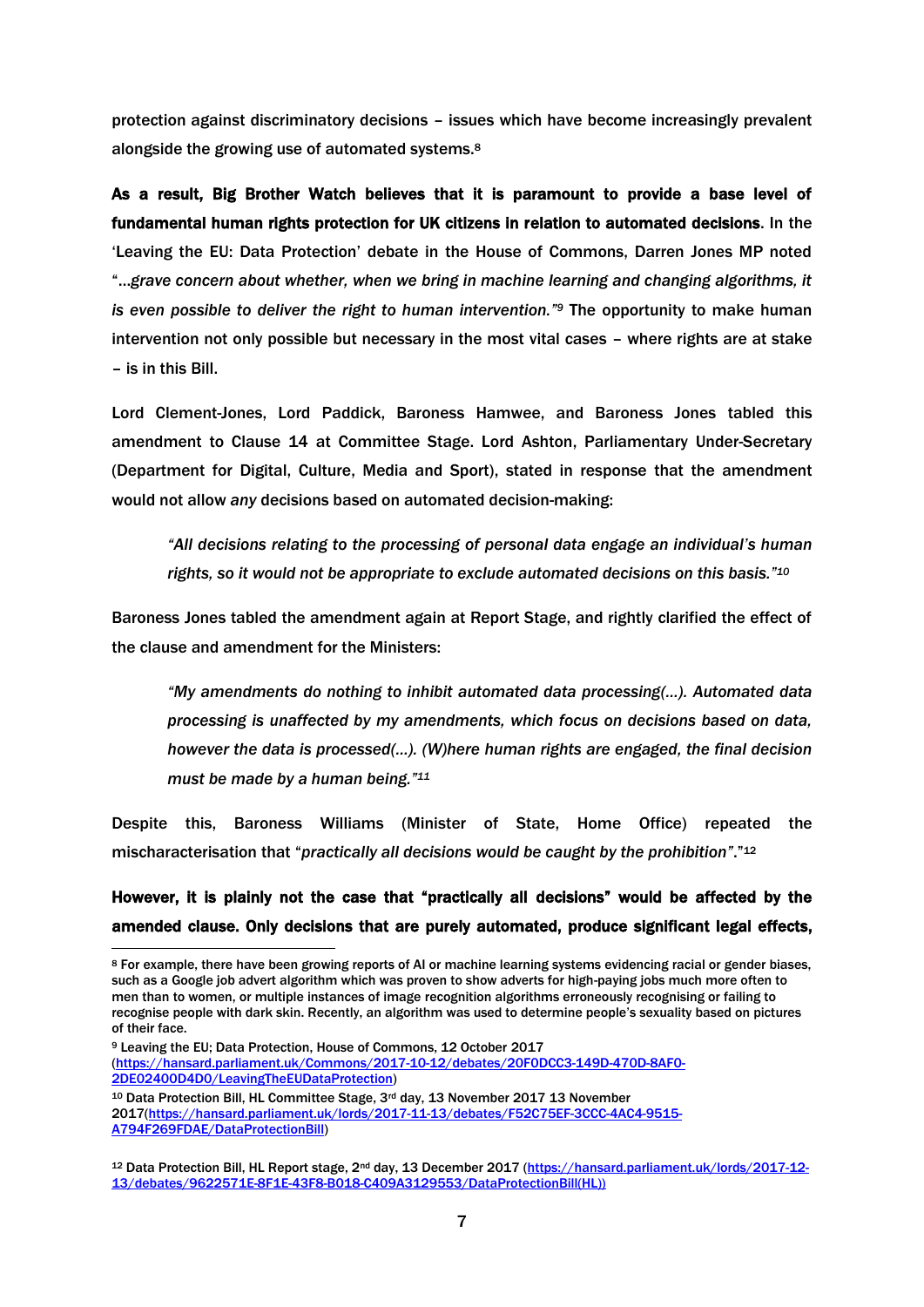protection against discriminatory decisions – issues which have become increasingly prevalent alongside the growing use of automated systems.[8]

**As a result, Big Brother Watch believes that it is paramount to provide a base level of fundamental human rights protection for UK citizens in relation to automated decisions**. In the 'Leaving the EU: Data Protection' debate in the House of Commons, Darren Jones MP noted "*…grave concern about whether, when we bring in machine learning and changing algorithms, it is even possible to deliver the right to human intervention.*"[9] The opportunity to make human intervention not only possible but necessary in the most vital cases – where rights are at stake – is in this Bill.

Lord Clement-Jones, Lord Paddick, Baroness Hamwee, and Baroness Jones tabled this amendment to Clause 14 at Committee Stage. Lord Ashton, Parliamentary Under-Secretary (Department for Digital, Culture, Media and Sport), stated in response that the amendment would not allow *any* decisions based on automated decision-making:

> *"All decisions relating to the processing of personal data engage an individual's human rights, so it would not be appropriate to exclude automated decisions on this basis."*[10]

Baroness Jones tabled the amendment again at Report Stage, and rightly clarified the effect of the clause and amendment for the Ministers:

> *"My amendments do nothing to inhibit automated data processing(…). Automated data processing is unaffected by my amendments, which focus on decisions based on data, however the data is processed(…). (W)here human rights are engaged, the final decision must be made by a human being."*[11]

Despite this, Baroness Williams (Minister of State, Home Office) repeated the mischaracterisation that "*practically all decisions would be caught by the prohibition*"."[12]

**However, it is plainly not the case that "practically all decisions" would be affected by the amended clause. Only decisions that are purely automated, produce significant legal effects,**

---

[8] For example, there have been growing reports of AI or machine learning systems evidencing racial or gender biases, such as a Google job advert algorithm which was proven to show adverts for high-paying jobs much more often to men than to women, or multiple instances of image recognition algorithms erroneously recognising or failing to recognise people with dark skin. Recently, an algorithm was used to determine people's sexuality based on pictures of their face.

[9] Leaving the EU; Data Protection, House of Commons, 12 October 2017 (https://hansard.parliament.uk/Commons/2017-10-12/debates/20F0DCC3-149D-470D-8AF0-2DE02400D4D0/LeavingTheEUDataProtection)

[10] Data Protection Bill, HL Committee Stage, 3rd day, 13 November 2017 13 November 2017(https://hansard.parliament.uk/lords/2017-11-13/debates/F52C75EF-3CCC-4AC4-9515-A794F269FDAE/DataProtectionBill)

[12] Data Protection Bill, HL Report stage, 2nd day, 13 December 2017 (https://hansard.parliament.uk/lords/2017-12-13/debates/9622571E-8F1E-43F8-B018-C409A3129553/DataProtectionBill(HL))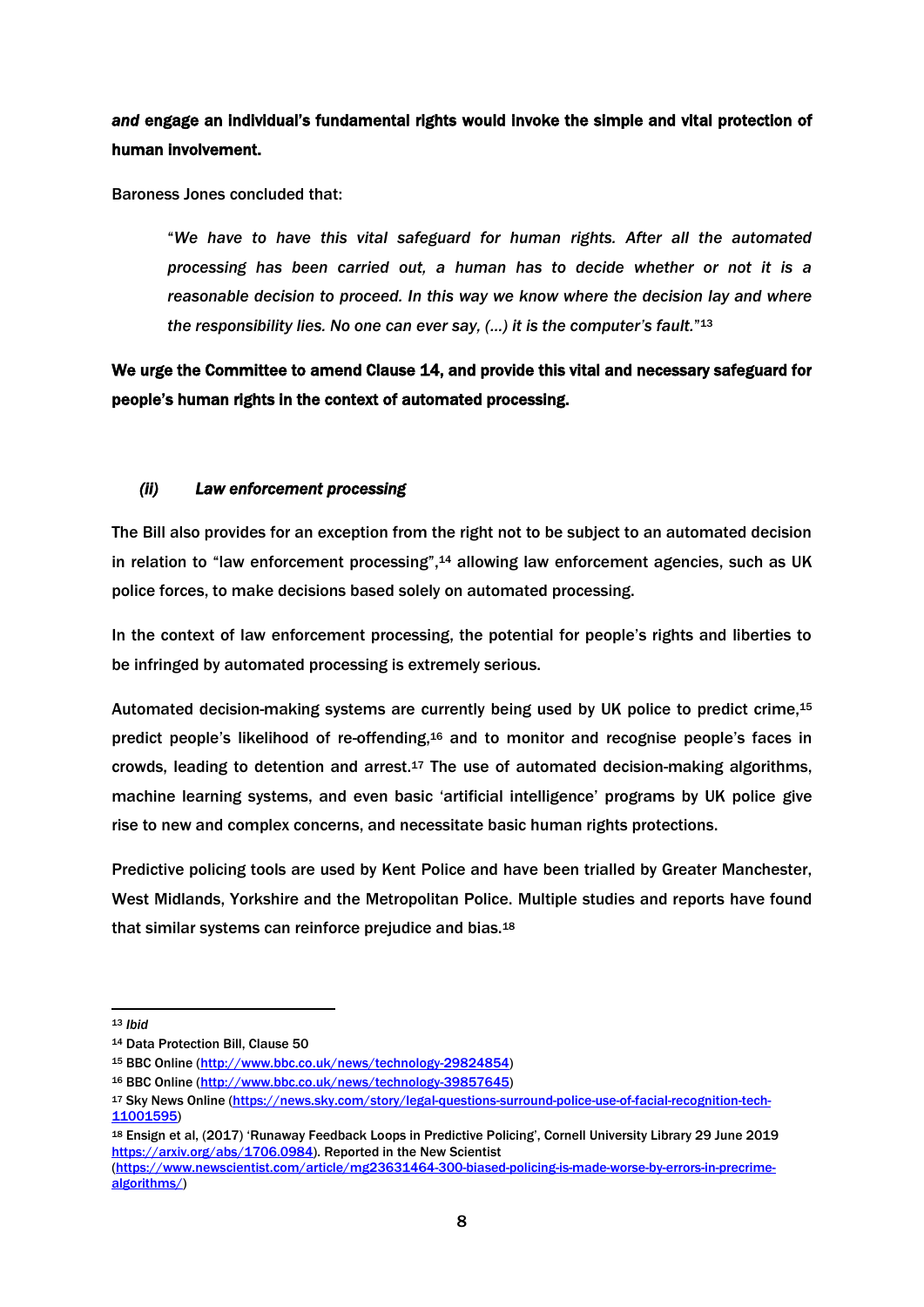***and* engage an individual's fundamental rights would invoke the simple and vital protection of human involvement.**

Baroness Jones concluded that:

> "*We have to have this vital safeguard for human rights. After all the automated processing has been carried out, a human has to decide whether or not it is a reasonable decision to proceed. In this way we know where the decision lay and where the responsibility lies. No one can ever say, (…) it is the computer's fault.*"[13]

**We urge the Committee to amend Clause 14, and provide this vital and necessary safeguard for people's human rights in the context of automated processing.**

### *(ii) Law enforcement processing*

The Bill also provides for an exception from the right not to be subject to an automated decision in relation to "law enforcement processing",[14] allowing law enforcement agencies, such as UK police forces, to make decisions based solely on automated processing.

In the context of law enforcement processing, the potential for people's rights and liberties to be infringed by automated processing is extremely serious.

Automated decision-making systems are currently being used by UK police to predict crime,[15] predict people's likelihood of re-offending,[16] and to monitor and recognise people's faces in crowds, leading to detention and arrest.[17] The use of automated decision-making algorithms, machine learning systems, and even basic 'artificial intelligence' programs by UK police give rise to new and complex concerns, and necessitate basic human rights protections.

Predictive policing tools are used by Kent Police and have been trialled by Greater Manchester, West Midlands, Yorkshire and the Metropolitan Police. Multiple studies and reports have found that similar systems can reinforce prejudice and bias.[18]

---

[13] *Ibid*

[14] Data Protection Bill, Clause 50

[15] BBC Online (http://www.bbc.co.uk/news/technology-29824854)

[16] BBC Online (http://www.bbc.co.uk/news/technology-39857645)

[17] Sky News Online (https://news.sky.com/story/legal-questions-surround-police-use-of-facial-recognition-tech-11001595)

[18] Ensign et al, (2017) 'Runaway Feedback Loops in Predictive Policing', Cornell University Library 29 June 2019 https://arxiv.org/abs/1706.0984). Reported in the New Scientist (https://www.newscientist.com/article/mg23631464-300-biased-policing-is-made-worse-by-errors-in-precrime-algorithms/)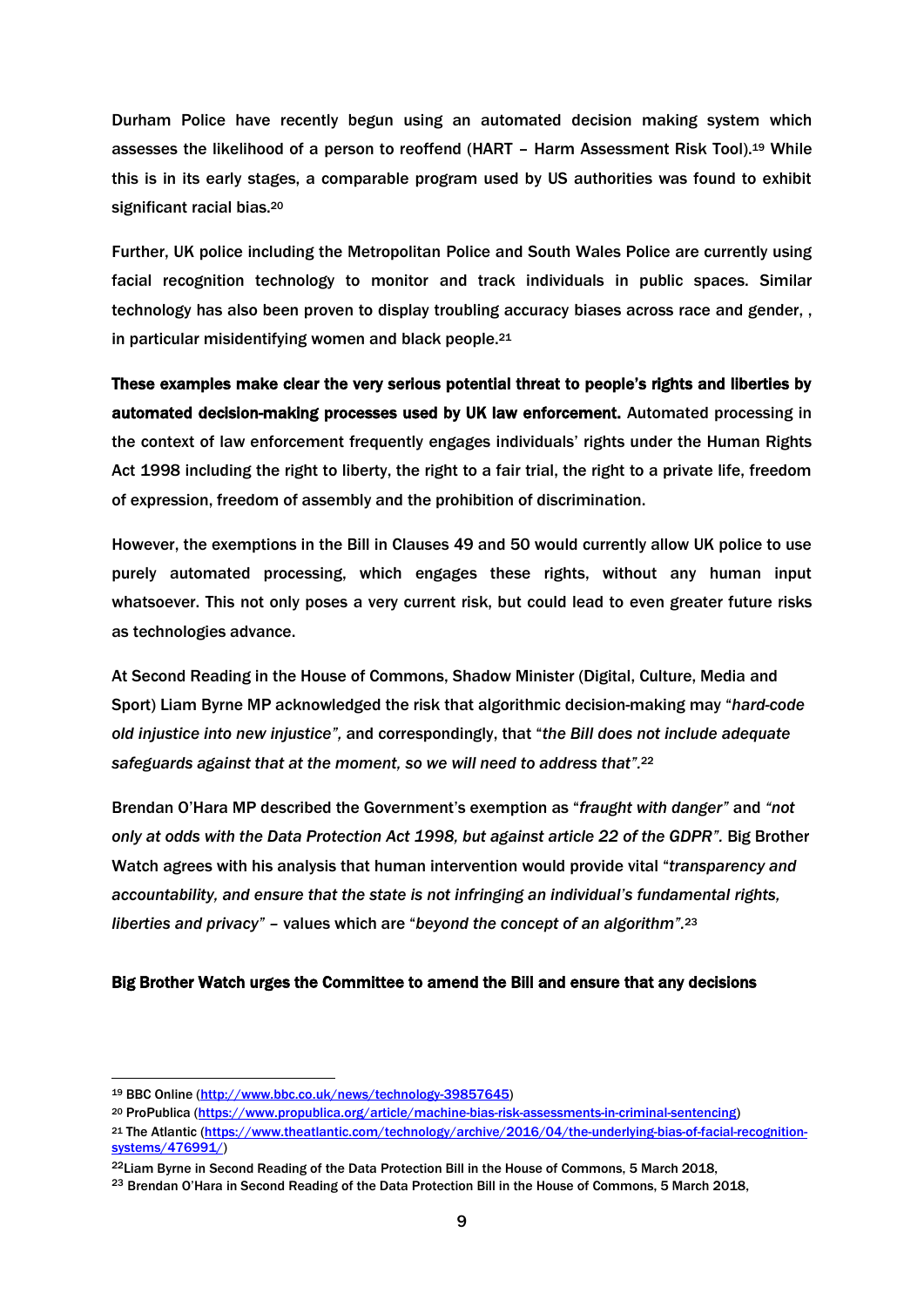Durham Police have recently begun using an automated decision making system which assesses the likelihood of a person to reoffend (HART – Harm Assessment Risk Tool).[19] While this is in its early stages, a comparable program used by US authorities was found to exhibit significant racial bias.[20]

Further, UK police including the Metropolitan Police and South Wales Police are currently using facial recognition technology to monitor and track individuals in public spaces. Similar technology has also been proven to display troubling accuracy biases across race and gender, , in particular misidentifying women and black people.[21]

**These examples make clear the very serious potential threat to people's rights and liberties by automated decision-making processes used by UK law enforcement.** Automated processing in the context of law enforcement frequently engages individuals' rights under the Human Rights Act 1998 including the right to liberty, the right to a fair trial, the right to a private life, freedom of expression, freedom of assembly and the prohibition of discrimination.

However, the exemptions in the Bill in Clauses 49 and 50 would currently allow UK police to use purely automated processing, which engages these rights, without any human input whatsoever. This not only poses a very current risk, but could lead to even greater future risks as technologies advance.

At Second Reading in the House of Commons, Shadow Minister (Digital, Culture, Media and Sport) Liam Byrne MP acknowledged the risk that algorithmic decision-making may "*hard-code old injustice into new injustice",* and correspondingly, that "*the Bill does not include adequate safeguards against that at the moment, so we will need to address that"*.[22]

Brendan O'Hara MP described the Government's exemption as "*fraught with danger"* and *"not only at odds with the Data Protection Act 1998, but against article 22 of the GDPR".* Big Brother Watch agrees with his analysis that human intervention would provide vital "*transparency and accountability, and ensure that the state is not infringing an individual's fundamental rights, liberties and privacy"* – values which are "*beyond the concept of an algorithm"*.[23]

**Big Brother Watch urges the Committee to amend the Bill and ensure that any decisions**

---

[19] BBC Online (http://www.bbc.co.uk/news/technology-39857645)

[20] ProPublica (https://www.propublica.org/article/machine-bias-risk-assessments-in-criminal-sentencing)

[21] The Atlantic (https://www.theatlantic.com/technology/archive/2016/04/the-underlying-bias-of-facial-recognition-systems/476991/)

[22] Liam Byrne in Second Reading of the Data Protection Bill in the House of Commons, 5 March 2018,

[23] Brendan O'Hara in Second Reading of the Data Protection Bill in the House of Commons, 5 March 2018,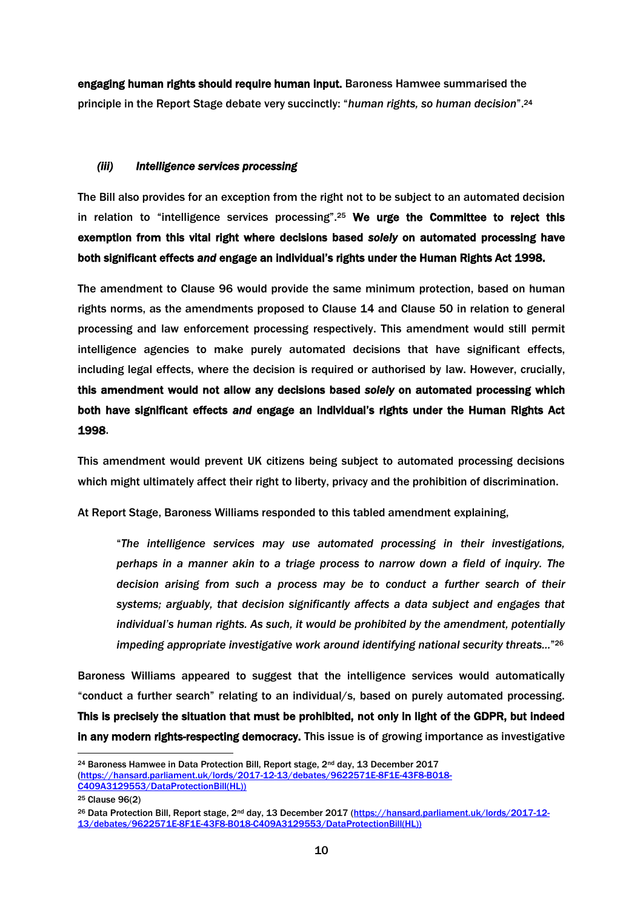**engaging human rights should require human input.** Baroness Hamwee summarised the principle in the Report Stage debate very succinctly: "*human rights, so human decision*".[24]

### *(iii) Intelligence services processing*

The Bill also provides for an exception from the right not to be subject to an automated decision in relation to "intelligence services processing".[25] **We urge the Committee to reject this exemption from this vital right where decisions based *solely* on automated processing have both significant effects *and* engage an individual's rights under the Human Rights Act 1998.**

The amendment to Clause 96 would provide the same minimum protection, based on human rights norms, as the amendments proposed to Clause 14 and Clause 50 in relation to general processing and law enforcement processing respectively. This amendment would still permit intelligence agencies to make purely automated decisions that have significant effects, including legal effects, where the decision is required or authorised by law. However, crucially, **this amendment would not allow any decisions based *solely* on automated processing which both have significant effects *and* engage an individual's rights under the Human Rights Act 1998**.

This amendment would prevent UK citizens being subject to automated processing decisions which might ultimately affect their right to liberty, privacy and the prohibition of discrimination.

At Report Stage, Baroness Williams responded to this tabled amendment explaining,

> "*The intelligence services may use automated processing in their investigations, perhaps in a manner akin to a triage process to narrow down a field of inquiry. The decision arising from such a process may be to conduct a further search of their systems; arguably, that decision significantly affects a data subject and engages that individual's human rights. As such, it would be prohibited by the amendment, potentially impeding appropriate investigative work around identifying national security threats…*"[26]

Baroness Williams appeared to suggest that the intelligence services would automatically "conduct a further search" relating to an individual/s, based on purely automated processing. **This is precisely the situation that must be prohibited, not only in light of the GDPR, but indeed in any modern rights-respecting democracy.** This issue is of growing importance as investigative

---

[24] Baroness Hamwee in Data Protection Bill, Report stage, 2nd day, 13 December 2017 (https://hansard.parliament.uk/lords/2017-12-13/debates/9622571E-8F1E-43F8-B018-C409A3129553/DataProtectionBill(HL))

[25] Clause 96(2)

[26] Data Protection Bill, Report stage, 2nd day, 13 December 2017 (https://hansard.parliament.uk/lords/2017-12-13/debates/9622571E-8F1E-43F8-B018-C409A3129553/DataProtectionBill(HL))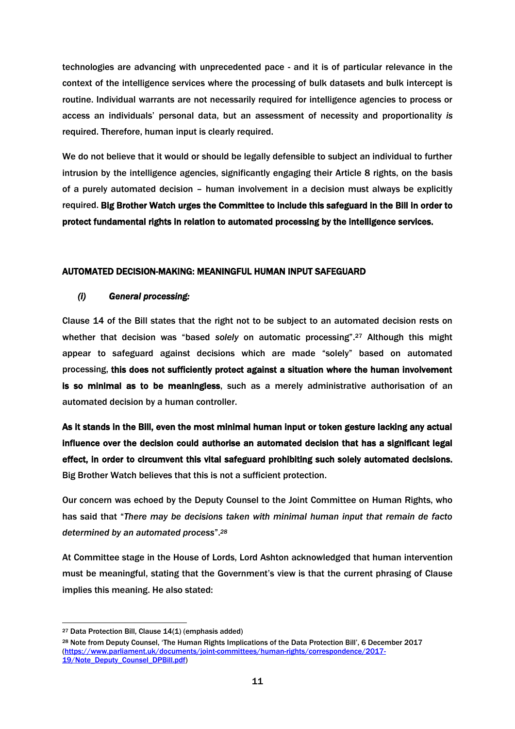technologies are advancing with unprecedented pace - and it is of particular relevance in the context of the intelligence services where the processing of bulk datasets and bulk intercept is routine. Individual warrants are not necessarily required for intelligence agencies to process or access an individuals' personal data, but an assessment of necessity and proportionality *is* required. Therefore, human input is clearly required.

We do not believe that it would or should be legally defensible to subject an individual to further intrusion by the intelligence agencies, significantly engaging their Article 8 rights, on the basis of a purely automated decision – human involvement in a decision must always be explicitly required. **Big Brother Watch urges the Committee to include this safeguard in the Bill in order to protect fundamental rights in relation to automated processing by the intelligence services.**

## AUTOMATED DECISION-MAKING: MEANINGFUL HUMAN INPUT SAFEGUARD

### *(i) General processing:*

Clause 14 of the Bill states that the right not to be subject to an automated decision rests on whether that decision was "based *solely* on automatic processing".[27] Although this might appear to safeguard against decisions which are made "solely" based on automated processing, **this does not sufficiently protect against a situation where the human involvement is so minimal as to be meaningless**, such as a merely administrative authorisation of an automated decision by a human controller.

**As it stands in the Bill, even the most minimal human input or token gesture lacking any actual influence over the decision could authorise an automated decision that has a significant legal effect, in order to circumvent this vital safeguard prohibiting such solely automated decisions.** Big Brother Watch believes that this is not a sufficient protection.

Our concern was echoed by the Deputy Counsel to the Joint Committee on Human Rights, who has said that "*There may be decisions taken with minimal human input that remain de facto determined by an automated process*".[28]

At Committee stage in the House of Lords, Lord Ashton acknowledged that human intervention must be meaningful, stating that the Government's view is that the current phrasing of Clause implies this meaning. He also stated:

---

[27] Data Protection Bill, Clause 14(1) (emphasis added)

[28] Note from Deputy Counsel, 'The Human Rights Implications of the Data Protection Bill', 6 December 2017 (https://www.parliament.uk/documents/joint-committees/human-rights/correspondence/2017-19/Note_Deputy_Counsel_DPBill.pdf)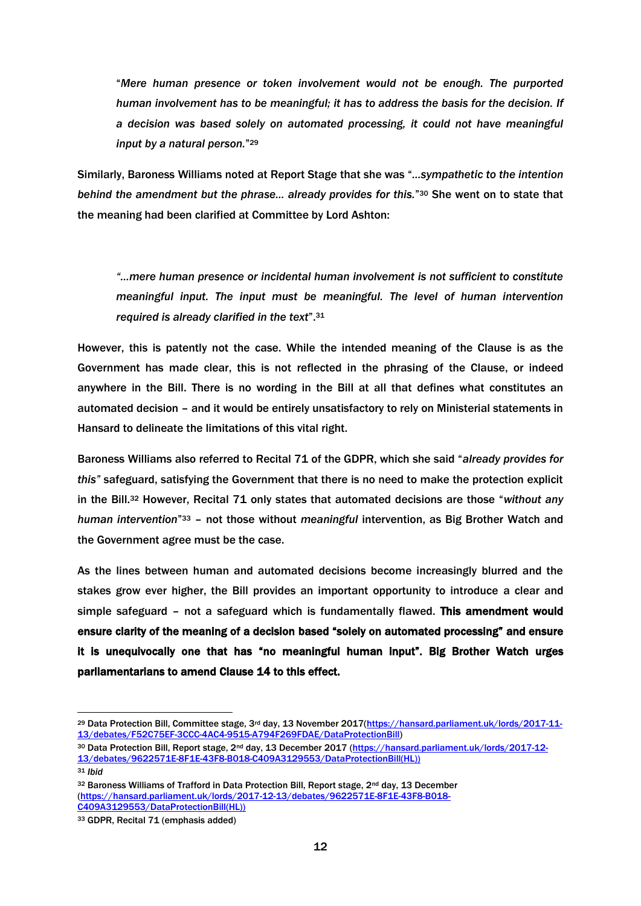> "*Mere human presence or token involvement would not be enough. The purported human involvement has to be meaningful; it has to address the basis for the decision. If a decision was based solely on automated processing, it could not have meaningful input by a natural person.*"[29]

Similarly, Baroness Williams noted at Report Stage that she was "*…sympathetic to the intention behind the amendment but the phrase… already provides for this.*"[30] She went on to state that the meaning had been clarified at Committee by Lord Ashton:

> *"…mere human presence or incidental human involvement is not sufficient to constitute meaningful input. The input must be meaningful. The level of human intervention required is already clarified in the text*".[31]

However, this is patently not the case. While the intended meaning of the Clause is as the Government has made clear, this is not reflected in the phrasing of the Clause, or indeed anywhere in the Bill. There is no wording in the Bill at all that defines what constitutes an automated decision – and it would be entirely unsatisfactory to rely on Ministerial statements in Hansard to delineate the limitations of this vital right.

Baroness Williams also referred to Recital 71 of the GDPR, which she said "*already provides for this"* safeguard, satisfying the Government that there is no need to make the protection explicit in the Bill.[32] However, Recital 71 only states that automated decisions are those "*without any human intervention*"[33] – not those without *meaningful* intervention, as Big Brother Watch and the Government agree must be the case.

As the lines between human and automated decisions become increasingly blurred and the stakes grow ever higher, the Bill provides an important opportunity to introduce a clear and simple safeguard – not a safeguard which is fundamentally flawed. **This amendment would ensure clarity of the meaning of a decision based "solely on automated processing" and ensure it is unequivocally one that has "no meaningful human input". Big Brother Watch urges parliamentarians to amend Clause 14 to this effect.**

---

[29] Data Protection Bill, Committee stage, 3rd day, 13 November 2017(https://hansard.parliament.uk/lords/2017-11-13/debates/F52C75EF-3CCC-4AC4-9515-A794F269FDAE/DataProtectionBill)

[30] Data Protection Bill, Report stage, 2nd day, 13 December 2017 (https://hansard.parliament.uk/lords/2017-12-13/debates/9622571E-8F1E-43F8-B018-C409A3129553/DataProtectionBill(HL))

[31] *Ibid*

[32] Baroness Williams of Trafford in Data Protection Bill, Report stage, 2nd day, 13 December (https://hansard.parliament.uk/lords/2017-12-13/debates/9622571E-8F1E-43F8-B018-C409A3129553/DataProtectionBill(HL))

[33] GDPR, Recital 71 (emphasis added)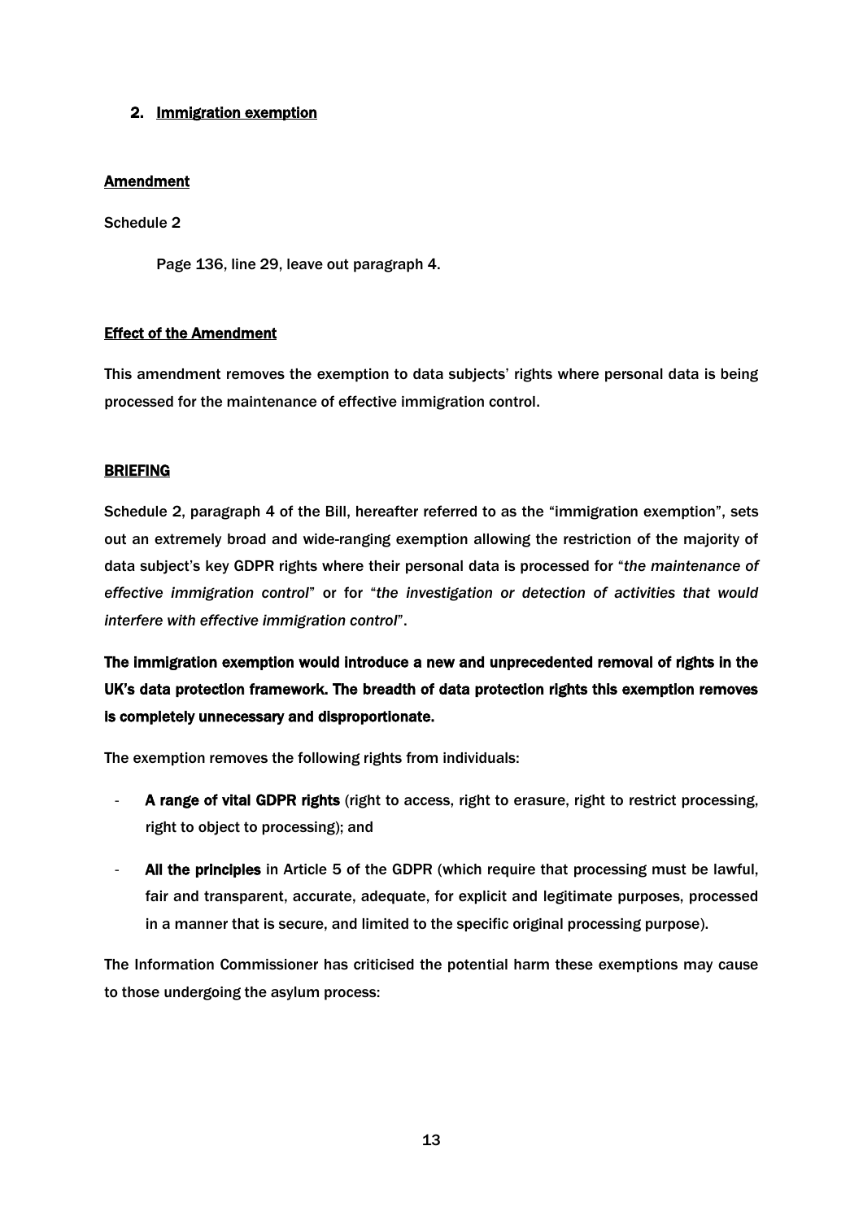## 2. Immigration exemption

**Amendment**

Schedule 2

> Page 136, line 29, leave out paragraph 4.

**Effect of the Amendment**

This amendment removes the exemption to data subjects' rights where personal data is being processed for the maintenance of effective immigration control.

**BRIEFING**

Schedule 2, paragraph 4 of the Bill, hereafter referred to as the "immigration exemption", sets out an extremely broad and wide-ranging exemption allowing the restriction of the majority of data subject's key GDPR rights where their personal data is processed for "*the maintenance of effective immigration control*" or for "*the investigation or detection of activities that would interfere with effective immigration control*".

**The immigration exemption would introduce a new and unprecedented removal of rights in the UK's data protection framework. The breadth of data protection rights this exemption removes is completely unnecessary and disproportionate.**

The exemption removes the following rights from individuals:

- **A range of vital GDPR rights** (right to access, right to erasure, right to restrict processing, right to object to processing); and
- **All the principles** in Article 5 of the GDPR (which require that processing must be lawful, fair and transparent, accurate, adequate, for explicit and legitimate purposes, processed in a manner that is secure, and limited to the specific original processing purpose).

The Information Commissioner has criticised the potential harm these exemptions may cause to those undergoing the asylum process: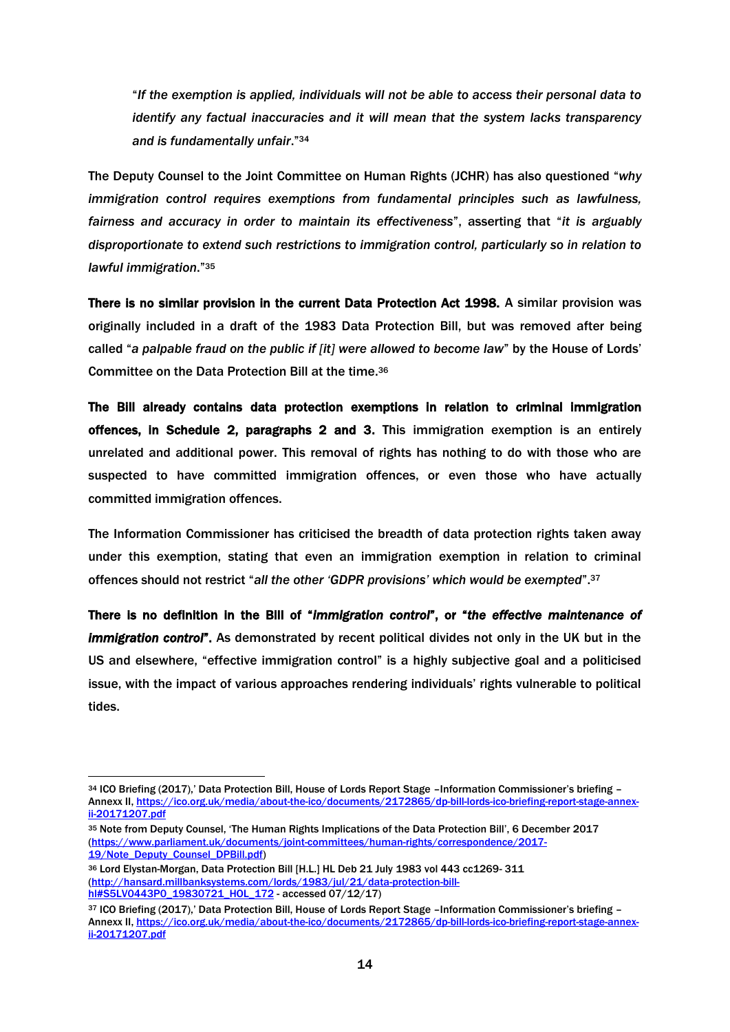> "*If the exemption is applied, individuals will not be able to access their personal data to identify any factual inaccuracies and it will mean that the system lacks transparency and is fundamentally unfair*."[34]

The Deputy Counsel to the Joint Committee on Human Rights (JCHR) has also questioned "*why immigration control requires exemptions from fundamental principles such as lawfulness, fairness and accuracy in order to maintain its effectiveness*", asserting that "*it is arguably disproportionate to extend such restrictions to immigration control, particularly so in relation to lawful immigration*."[35]

**There is no similar provision in the current Data Protection Act 1998.** A similar provision was originally included in a draft of the 1983 Data Protection Bill, but was removed after being called "*a palpable fraud on the public if [it] were allowed to become law*" by the House of Lords' Committee on the Data Protection Bill at the time.[36]

**The Bill already contains data protection exemptions in relation to criminal immigration offences, in Schedule 2, paragraphs 2 and 3.** This immigration exemption is an entirely unrelated and additional power. This removal of rights has nothing to do with those who are suspected to have committed immigration offences, or even those who have actually committed immigration offences.

The Information Commissioner has criticised the breadth of data protection rights taken away under this exemption, stating that even an immigration exemption in relation to criminal offences should not restrict "*all the other 'GDPR provisions' which would be exempted*".[37]

**There is no definition in the Bill of "*immigration control*", or "*the effective maintenance of immigration control*".** As demonstrated by recent political divides not only in the UK but in the US and elsewhere, "effective immigration control" is a highly subjective goal and a politicised issue, with the impact of various approaches rendering individuals' rights vulnerable to political tides.

---

[34] ICO Briefing (2017),' Data Protection Bill, House of Lords Report Stage –Information Commissioner's briefing – Annexx II, https://ico.org.uk/media/about-the-ico/documents/2172865/dp-bill-lords-ico-briefing-report-stage-annex-ii-20171207.pdf

[35] Note from Deputy Counsel, 'The Human Rights Implications of the Data Protection Bill', 6 December 2017 (https://www.parliament.uk/documents/joint-committees/human-rights/correspondence/2017-19/Note_Deputy_Counsel_DPBill.pdf)

[36] Lord Elystan-Morgan, Data Protection Bill [H.L.] HL Deb 21 July 1983 vol 443 cc1269- 311 (http://hansard.millbanksystems.com/lords/1983/jul/21/data-protection-bill-hl#S5LV0443P0_19830721_HOL_172 - accessed 07/12/17)

[37] ICO Briefing (2017),' Data Protection Bill, House of Lords Report Stage –Information Commissioner's briefing – Annexx II, https://ico.org.uk/media/about-the-ico/documents/2172865/dp-bill-lords-ico-briefing-report-stage-annex-ii-20171207.pdf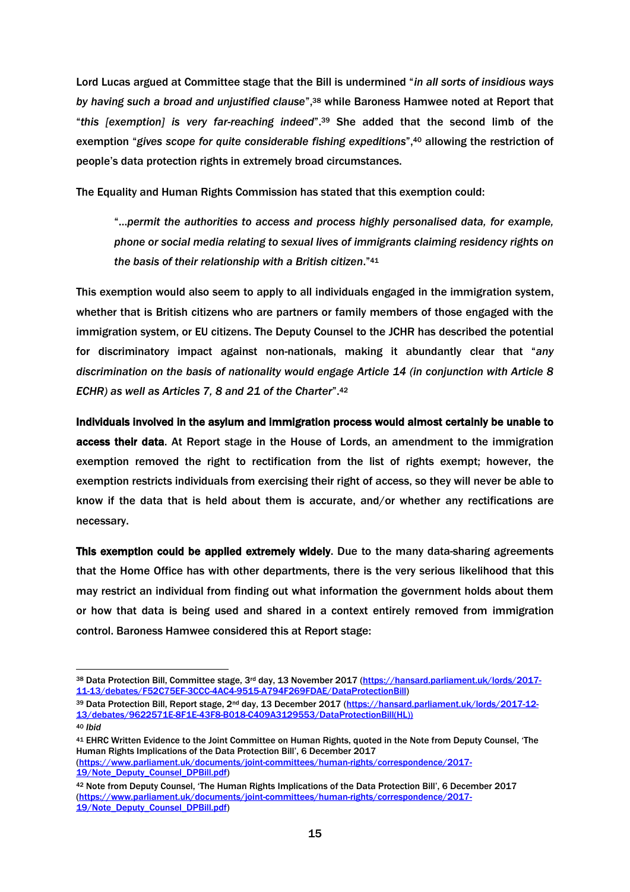Lord Lucas argued at Committee stage that the Bill is undermined "*in all sorts of insidious ways by having such a broad and unjustified clause*",[38] while Baroness Hamwee noted at Report that "*this [exemption] is very far-reaching indeed*".[39] She added that the second limb of the exemption "*gives scope for quite considerable fishing expeditions*",[40] allowing the restriction of people's data protection rights in extremely broad circumstances.

The Equality and Human Rights Commission has stated that this exemption could:

> "*…permit the authorities to access and process highly personalised data, for example, phone or social media relating to sexual lives of immigrants claiming residency rights on the basis of their relationship with a British citizen*."[41]

This exemption would also seem to apply to all individuals engaged in the immigration system, whether that is British citizens who are partners or family members of those engaged with the immigration system, or EU citizens. The Deputy Counsel to the JCHR has described the potential for discriminatory impact against non-nationals, making it abundantly clear that "*any discrimination on the basis of nationality would engage Article 14 (in conjunction with Article 8 ECHR) as well as Articles 7, 8 and 21 of the Charter*".[42]

**Individuals involved in the asylum and immigration process would almost certainly be unable to access their data**. At Report stage in the House of Lords, an amendment to the immigration exemption removed the right to rectification from the list of rights exempt; however, the exemption restricts individuals from exercising their right of access, so they will never be able to know if the data that is held about them is accurate, and/or whether any rectifications are necessary.

**This exemption could be applied extremely widely**. Due to the many data-sharing agreements that the Home Office has with other departments, there is the very serious likelihood that this may restrict an individual from finding out what information the government holds about them or how that data is being used and shared in a context entirely removed from immigration control. Baroness Hamwee considered this at Report stage:

---

[38] Data Protection Bill, Committee stage, 3rd day, 13 November 2017 (https://hansard.parliament.uk/lords/2017-11-13/debates/F52C75EF-3CCC-4AC4-9515-A794F269FDAE/DataProtectionBill)

[39] Data Protection Bill, Report stage, 2nd day, 13 December 2017 (https://hansard.parliament.uk/lords/2017-12-13/debates/9622571E-8F1E-43F8-B018-C409A3129553/DataProtectionBill(HL))

[40] *Ibid*

[41] EHRC Written Evidence to the Joint Committee on Human Rights, quoted in the Note from Deputy Counsel, 'The Human Rights Implications of the Data Protection Bill', 6 December 2017 (https://www.parliament.uk/documents/joint-committees/human-rights/correspondence/2017-19/Note_Deputy_Counsel_DPBill.pdf)

[42] Note from Deputy Counsel, 'The Human Rights Implications of the Data Protection Bill', 6 December 2017 (https://www.parliament.uk/documents/joint-committees/human-rights/correspondence/2017-19/Note_Deputy_Counsel_DPBill.pdf)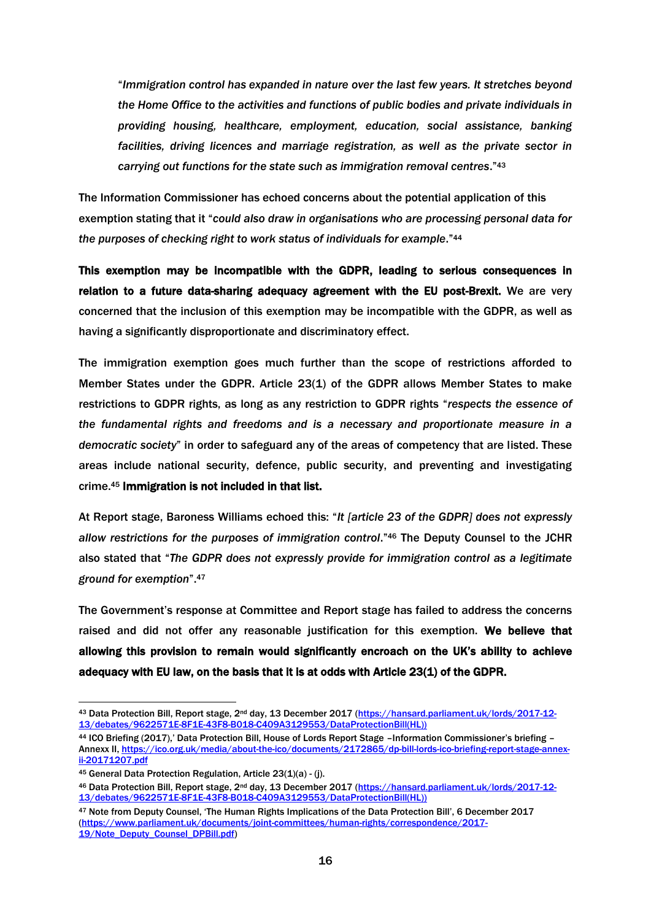> "*Immigration control has expanded in nature over the last few years. It stretches beyond the Home Office to the activities and functions of public bodies and private individuals in providing housing, healthcare, employment, education, social assistance, banking facilities, driving licences and marriage registration, as well as the private sector in carrying out functions for the state such as immigration removal centres*."[43]

The Information Commissioner has echoed concerns about the potential application of this exemption stating that it "*could also draw in organisations who are processing personal data for the purposes of checking right to work status of individuals for example*."[44]

**This exemption may be incompatible with the GDPR, leading to serious consequences in relation to a future data-sharing adequacy agreement with the EU post-Brexit.** We are very concerned that the inclusion of this exemption may be incompatible with the GDPR, as well as having a significantly disproportionate and discriminatory effect.

The immigration exemption goes much further than the scope of restrictions afforded to Member States under the GDPR. Article 23(1) of the GDPR allows Member States to make restrictions to GDPR rights, as long as any restriction to GDPR rights "*respects the essence of the fundamental rights and freedoms and is a necessary and proportionate measure in a democratic society*" in order to safeguard any of the areas of competency that are listed. These areas include national security, defence, public security, and preventing and investigating crime.[45] **Immigration is not included in that list.**

At Report stage, Baroness Williams echoed this: "*It [article 23 of the GDPR] does not expressly allow restrictions for the purposes of immigration control*."[46] The Deputy Counsel to the JCHR also stated that "*The GDPR does not expressly provide for immigration control as a legitimate ground for exemption*".[47]

The Government's response at Committee and Report stage has failed to address the concerns raised and did not offer any reasonable justification for this exemption. **We believe that allowing this provision to remain would significantly encroach on the UK's ability to achieve adequacy with EU law, on the basis that it is at odds with Article 23(1) of the GDPR.**

---

[43] Data Protection Bill, Report stage, 2nd day, 13 December 2017 (https://hansard.parliament.uk/lords/2017-12-13/debates/9622571E-8F1E-43F8-B018-C409A3129553/DataProtectionBill(HL))

[44] ICO Briefing (2017),' Data Protection Bill, House of Lords Report Stage –Information Commissioner's briefing – Annexx II, https://ico.org.uk/media/about-the-ico/documents/2172865/dp-bill-lords-ico-briefing-report-stage-annex-ii-20171207.pdf

[45] General Data Protection Regulation, Article 23(1)(a) - (j).

[46] Data Protection Bill, Report stage, 2nd day, 13 December 2017 (https://hansard.parliament.uk/lords/2017-12-13/debates/9622571E-8F1E-43F8-B018-C409A3129553/DataProtectionBill(HL))

[47] Note from Deputy Counsel, 'The Human Rights Implications of the Data Protection Bill', 6 December 2017 (https://www.parliament.uk/documents/joint-committees/human-rights/correspondence/2017-19/Note_Deputy_Counsel_DPBill.pdf)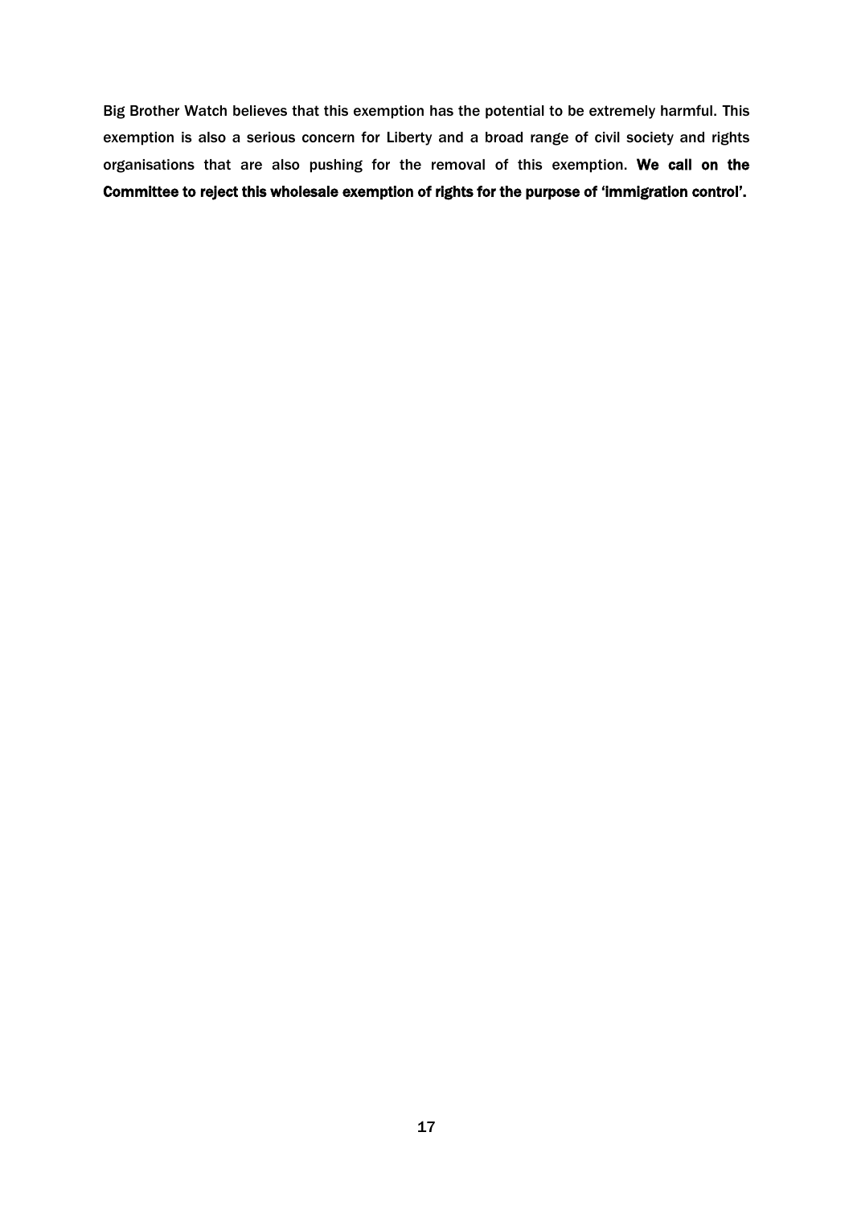Big Brother Watch believes that this exemption has the potential to be extremely harmful. This exemption is also a serious concern for Liberty and a broad range of civil society and rights organisations that are also pushing for the removal of this exemption. **We call on the Committee to reject this wholesale exemption of rights for the purpose of 'immigration control'.**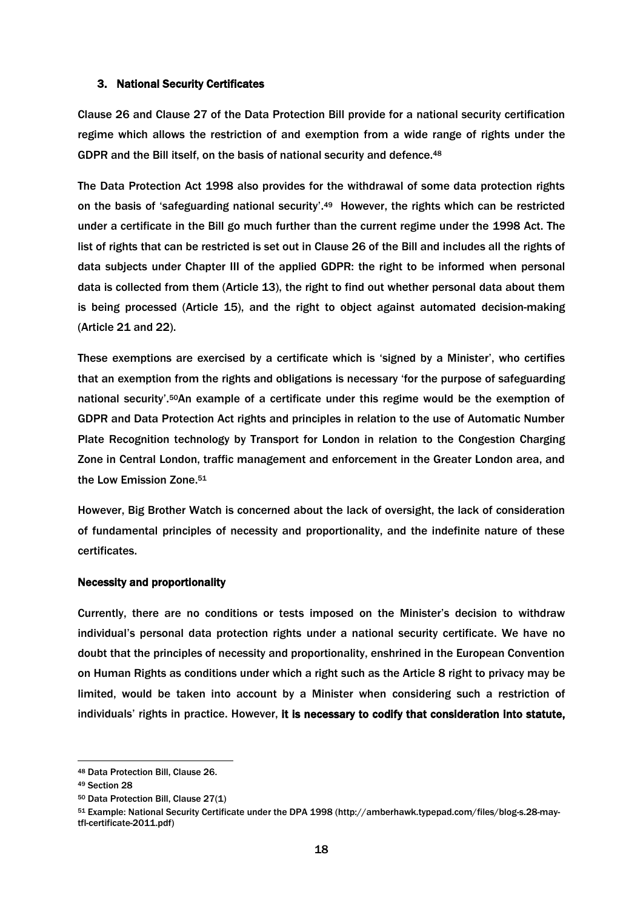### 3. National Security Certificates

Clause 26 and Clause 27 of the Data Protection Bill provide for a national security certification regime which allows the restriction of and exemption from a wide range of rights under the GDPR and the Bill itself, on the basis of national security and defence.[48]

The Data Protection Act 1998 also provides for the withdrawal of some data protection rights on the basis of 'safeguarding national security'.[49] However, the rights which can be restricted under a certificate in the Bill go much further than the current regime under the 1998 Act. The list of rights that can be restricted is set out in Clause 26 of the Bill and includes all the rights of data subjects under Chapter III of the applied GDPR: the right to be informed when personal data is collected from them (Article 13), the right to find out whether personal data about them is being processed (Article 15), and the right to object against automated decision-making (Article 21 and 22).

These exemptions are exercised by a certificate which is 'signed by a Minister', who certifies that an exemption from the rights and obligations is necessary 'for the purpose of safeguarding national security'.[50]An example of a certificate under this regime would be the exemption of GDPR and Data Protection Act rights and principles in relation to the use of Automatic Number Plate Recognition technology by Transport for London in relation to the Congestion Charging Zone in Central London, traffic management and enforcement in the Greater London area, and the Low Emission Zone.[51]

However, Big Brother Watch is concerned about the lack of oversight, the lack of consideration of fundamental principles of necessity and proportionality, and the indefinite nature of these certificates.

#### Necessity and proportionality

Currently, there are no conditions or tests imposed on the Minister's decision to withdraw individual's personal data protection rights under a national security certificate. We have no doubt that the principles of necessity and proportionality, enshrined in the European Convention on Human Rights as conditions under which a right such as the Article 8 right to privacy may be limited, would be taken into account by a Minister when considering such a restriction of individuals' rights in practice. However, **it is necessary to codify that consideration into statute,**

---

[48] Data Protection Bill, Clause 26.

[49] Section 28

[50] Data Protection Bill, Clause 27(1)

[51] Example: National Security Certificate under the DPA 1998 (http://amberhawk.typepad.com/files/blog-s.28-may-tfl-certificate-2011.pdf)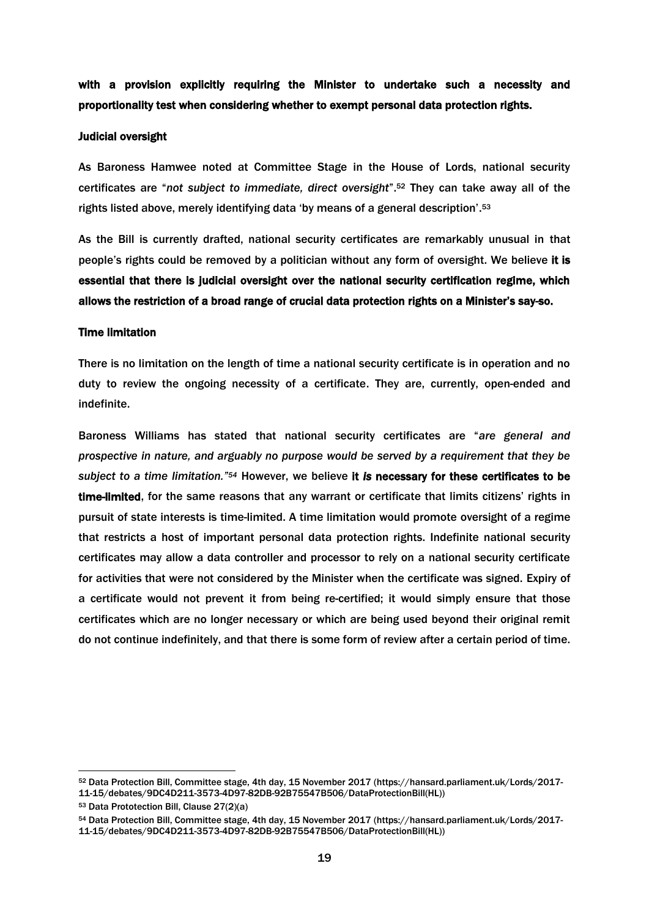**with a provision explicitly requiring the Minister to undertake such a necessity and proportionality test when considering whether to exempt personal data protection rights.**

**Judicial oversight**

As Baroness Hamwee noted at Committee Stage in the House of Lords, national security certificates are "*not subject to immediate, direct oversight*".[52] They can take away all of the rights listed above, merely identifying data 'by means of a general description'.[53]

As the Bill is currently drafted, national security certificates are remarkably unusual in that people's rights could be removed by a politician without any form of oversight. We believe **it is essential that there is judicial oversight over the national security certification regime, which allows the restriction of a broad range of crucial data protection rights on a Minister's say-so.**

**Time limitation**

There is no limitation on the length of time a national security certificate is in operation and no duty to review the ongoing necessity of a certificate. They are, currently, open-ended and indefinite.

Baroness Williams has stated that national security certificates are "*are general and prospective in nature, and arguably no purpose would be served by a requirement that they be subject to a time limitation."*[54] However, we believe **it *is* necessary for these certificates to be time-limited**, for the same reasons that any warrant or certificate that limits citizens' rights in pursuit of state interests is time-limited. A time limitation would promote oversight of a regime that restricts a host of important personal data protection rights. Indefinite national security certificates may allow a data controller and processor to rely on a national security certificate for activities that were not considered by the Minister when the certificate was signed. Expiry of a certificate would not prevent it from being re-certified; it would simply ensure that those certificates which are no longer necessary or which are being used beyond their original remit do not continue indefinitely, and that there is some form of review after a certain period of time.

---

[52] Data Protection Bill, Committee stage, 4th day, 15 November 2017 (https://hansard.parliament.uk/Lords/2017-11-15/debates/9DC4D211-3573-4D97-82DB-92B75547B506/DataProtectionBill(HL))

[53] Data Prototection Bill, Clause 27(2)(a)

[54] Data Protection Bill, Committee stage, 4th day, 15 November 2017 (https://hansard.parliament.uk/Lords/2017-11-15/debates/9DC4D211-3573-4D97-82DB-92B75547B506/DataProtectionBill(HL))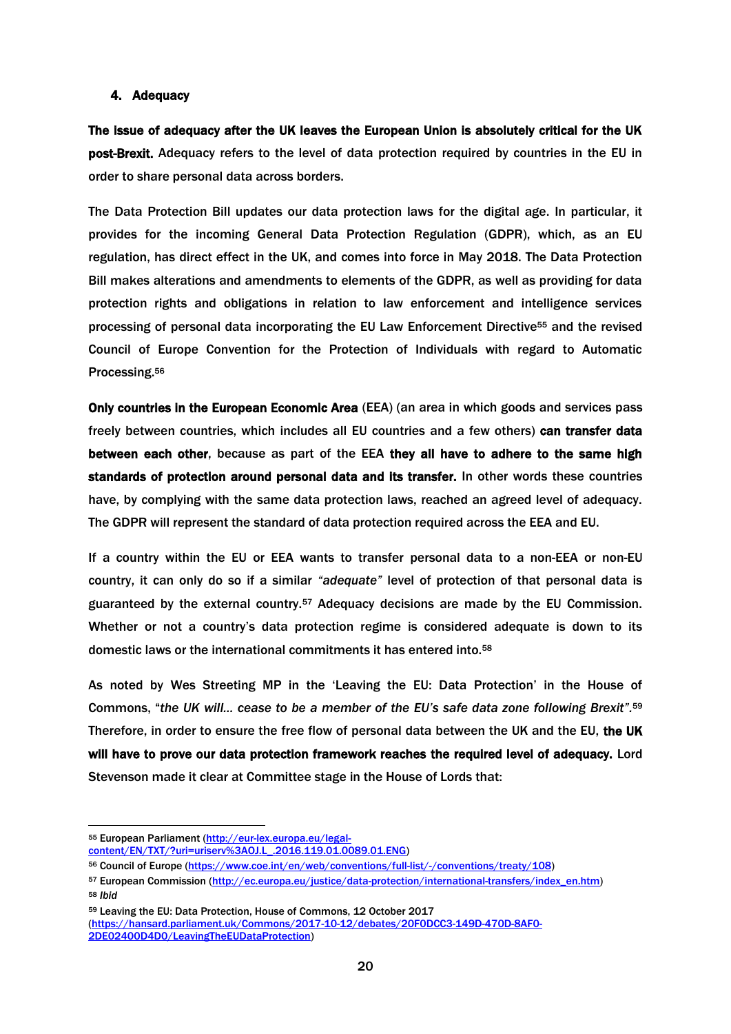## 4. Adequacy

**The issue of adequacy after the UK leaves the European Union is absolutely critical for the UK post-Brexit.** Adequacy refers to the level of data protection required by countries in the EU in order to share personal data across borders.

The Data Protection Bill updates our data protection laws for the digital age. In particular, it provides for the incoming General Data Protection Regulation (GDPR), which, as an EU regulation, has direct effect in the UK, and comes into force in May 2018. The Data Protection Bill makes alterations and amendments to elements of the GDPR, as well as providing for data protection rights and obligations in relation to law enforcement and intelligence services processing of personal data incorporating the EU Law Enforcement Directive[55] and the revised Council of Europe Convention for the Protection of Individuals with regard to Automatic Processing.[56]

**Only countries in the European Economic Area** (EEA) (an area in which goods and services pass freely between countries, which includes all EU countries and a few others) **can transfer data between each other**, because as part of the EEA **they all have to adhere to the same high standards of protection around personal data and its transfer.** In other words these countries have, by complying with the same data protection laws, reached an agreed level of adequacy. The GDPR will represent the standard of data protection required across the EEA and EU.

If a country within the EU or EEA wants to transfer personal data to a non-EEA or non-EU country, it can only do so if a similar *"adequate"* level of protection of that personal data is guaranteed by the external country.[57] Adequacy decisions are made by the EU Commission. Whether or not a country's data protection regime is considered adequate is down to its domestic laws or the international commitments it has entered into.[58]

As noted by Wes Streeting MP in the 'Leaving the EU: Data Protection' in the House of Commons, "*the UK will… cease to be a member of the EU's safe data zone following Brexit*".[59] Therefore, in order to ensure the free flow of personal data between the UK and the EU, **the UK will have to prove our data protection framework reaches the required level of adequacy.** Lord Stevenson made it clear at Committee stage in the House of Lords that:

---

[55] European Parliament (http://eur-lex.europa.eu/legal-content/EN/TXT/?uri=uriserv%3AOJ.L_.2016.119.01.0089.01.ENG)

[56] Council of Europe (https://www.coe.int/en/web/conventions/full-list/-/conventions/treaty/108)

[57] European Commission (http://ec.europa.eu/justice/data-protection/international-transfers/index_en.htm)

[58] *Ibid*

[59] Leaving the EU: Data Protection, House of Commons, 12 October 2017 (https://hansard.parliament.uk/Commons/2017-10-12/debates/20F0DCC3-149D-470D-8AF0-2DE02400D4D0/LeavingTheEUDataProtection)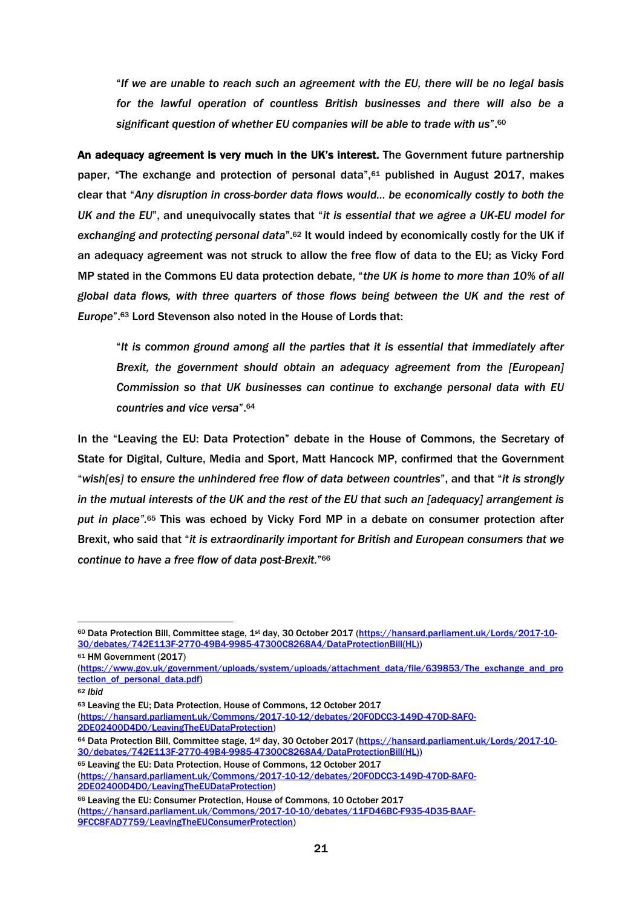> "*If we are unable to reach such an agreement with the EU, there will be no legal basis for the lawful operation of countless British businesses and there will also be a significant question of whether EU companies will be able to trade with us*".[60]

**An adequacy agreement is very much in the UK's interest.** The Government future partnership paper, "The exchange and protection of personal data",[61] published in August 2017, makes clear that "*Any disruption in cross-border data flows would… be economically costly to both the UK and the EU*", and unequivocally states that "*it is essential that we agree a UK-EU model for exchanging and protecting personal data*".[62] It would indeed by economically costly for the UK if an adequacy agreement was not struck to allow the free flow of data to the EU; as Vicky Ford MP stated in the Commons EU data protection debate, "*the UK is home to more than 10% of all global data flows, with three quarters of those flows being between the UK and the rest of Europe*".[63] Lord Stevenson also noted in the House of Lords that:

> "*It is common ground among all the parties that it is essential that immediately after Brexit, the government should obtain an adequacy agreement from the [European] Commission so that UK businesses can continue to exchange personal data with EU countries and vice versa*".[64]

In the "Leaving the EU: Data Protection" debate in the House of Commons, the Secretary of State for Digital, Culture, Media and Sport, Matt Hancock MP, confirmed that the Government "*wish[es] to ensure the unhindered free flow of data between countries*", and that "*it is strongly in the mutual interests of the UK and the rest of the EU that such an [adequacy] arrangement is put in place*".[65] This was echoed by Vicky Ford MP in a debate on consumer protection after Brexit, who said that "*it is extraordinarily important for British and European consumers that we continue to have a free flow of data post-Brexit.*"[66]

---

[60] Data Protection Bill, Committee stage, 1st day, 30 October 2017 (https://hansard.parliament.uk/Lords/2017-10-30/debates/742E113F-2770-49B4-9985-47300C8268A4/DataProtectionBill(HL))

[61] HM Government (2017) (https://www.gov.uk/government/uploads/system/uploads/attachment_data/file/639853/The_exchange_and_protection_of_personal_data.pdf)

[62] *Ibid*

[63] Leaving the EU; Data Protection, House of Commons, 12 October 2017 (https://hansard.parliament.uk/Commons/2017-10-12/debates/20F0DCC3-149D-470D-8AF0-2DE02400D4D0/LeavingTheEUDataProtection)

[64] Data Protection Bill, Committee stage, 1st day, 30 October 2017 (https://hansard.parliament.uk/Lords/2017-10-30/debates/742E113F-2770-49B4-9985-47300C8268A4/DataProtectionBill(HL))

[65] Leaving the EU: Data Protection, House of Commons, 12 October 2017 (https://hansard.parliament.uk/Commons/2017-10-12/debates/20F0DCC3-149D-470D-8AF0-2DE02400D4D0/LeavingTheEUDataProtection)

[66] Leaving the EU: Consumer Protection, House of Commons, 10 October 2017 (https://hansard.parliament.uk/Commons/2017-10-10/debates/11FD46BC-F935-4D35-BAAF-9FCC8FAD7759/LeavingTheEUConsumerProtection)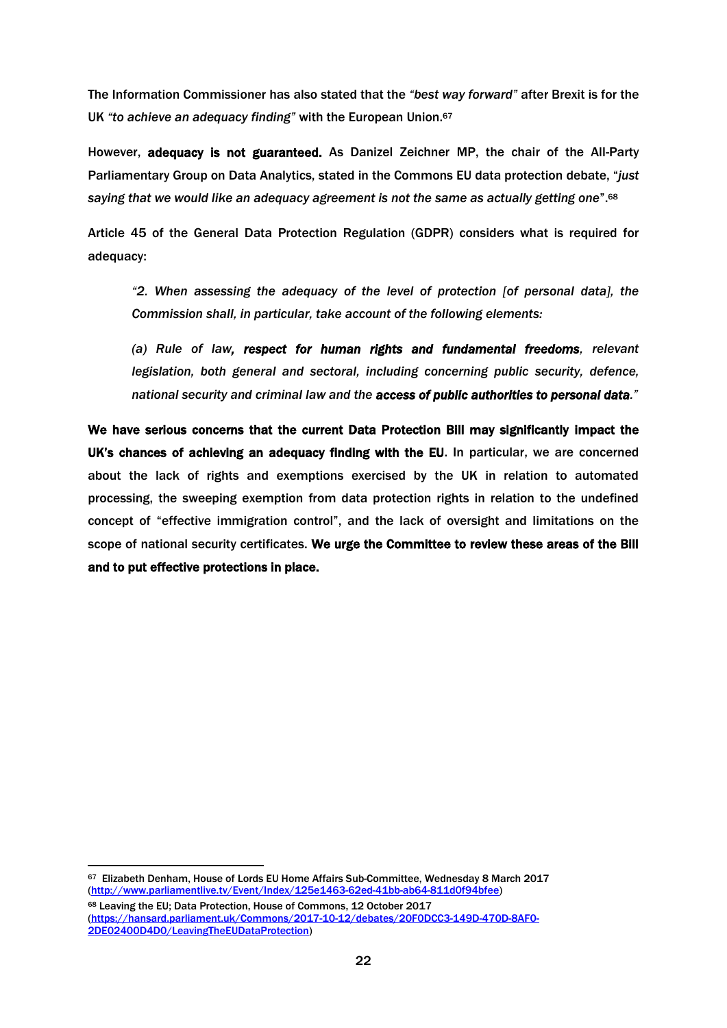The Information Commissioner has also stated that the *"best way forward"* after Brexit is for the UK *"to achieve an adequacy finding"* with the European Union.[67]

However, **adequacy is not guaranteed.** As Danizel Zeichner MP, the chair of the All-Party Parliamentary Group on Data Analytics, stated in the Commons EU data protection debate, "*just saying that we would like an adequacy agreement is not the same as actually getting one*".[68]

Article 45 of the General Data Protection Regulation (GDPR) considers what is required for adequacy:

> *"2. When assessing the adequacy of the level of protection [of personal data], the Commission shall, in particular, take account of the following elements:*
>
> *(a) Rule of law, **respect for human rights and fundamental freedoms**, relevant legislation, both general and sectoral, including concerning public security, defence, national security and criminal law and the **access of public authorities to personal data**."*

**We have serious concerns that the current Data Protection Bill may significantly impact the UK's chances of achieving an adequacy finding with the EU**. In particular, we are concerned about the lack of rights and exemptions exercised by the UK in relation to automated processing, the sweeping exemption from data protection rights in relation to the undefined concept of "effective immigration control", and the lack of oversight and limitations on the scope of national security certificates. **We urge the Committee to review these areas of the Bill and to put effective protections in place.**

---

[67] Elizabeth Denham, House of Lords EU Home Affairs Sub-Committee, Wednesday 8 March 2017 (http://www.parliamentlive.tv/Event/Index/125e1463-62ed-41bb-ab64-811d0f94bfee)

[68] Leaving the EU; Data Protection, House of Commons, 12 October 2017 (https://hansard.parliament.uk/Commons/2017-10-12/debates/20F0DCC3-149D-470D-8AF0-2DE02400D4D0/LeavingTheEUDataProtection)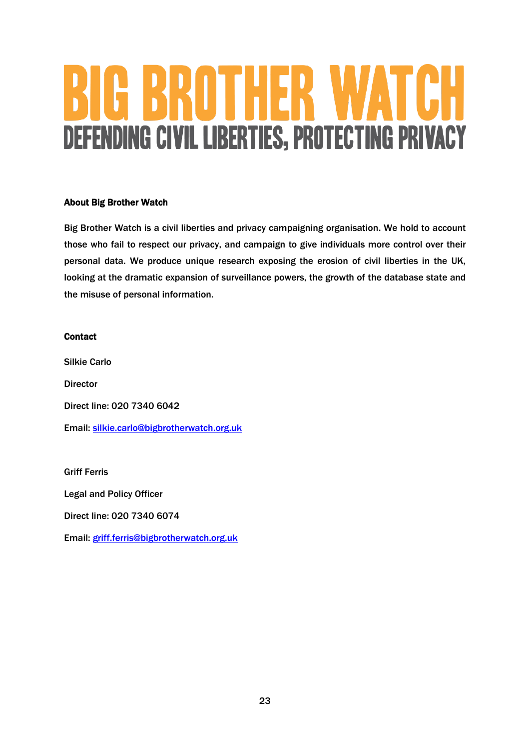# BIG BROTHER WATCH

## DEFENDING CIVIL LIBERTIES, PROTECTING PRIVACY

**About Big Brother Watch**

Big Brother Watch is a civil liberties and privacy campaigning organisation. We hold to account those who fail to respect our privacy, and campaign to give individuals more control over their personal data. We produce unique research exposing the erosion of civil liberties in the UK, looking at the dramatic expansion of surveillance powers, the growth of the database state and the misuse of personal information.

**Contact**

Silkie Carlo

Director

Direct line: 020 7340 6042

Email: silkie.carlo@bigbrotherwatch.org.uk

Griff Ferris

Legal and Policy Officer

Direct line: 020 7340 6074

Email: griff.ferris@bigbrotherwatch.org.uk